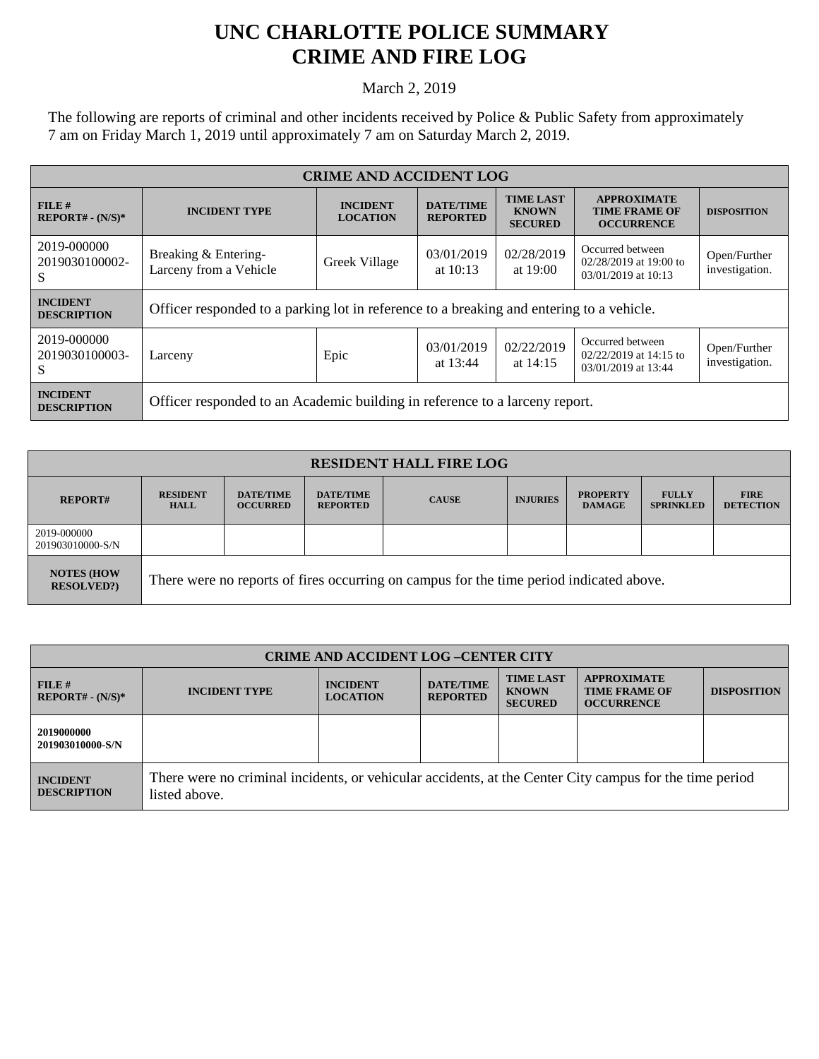# UNC CHARLOTTE POLICE SUMMARY
# CRIME AND FIRE LOG

March 2, 2019

The following are reports of criminal and other incidents received by Police & Public Safety from approximately 7 am on Friday March 1, 2019 until approximately 7 am on Saturday March 2, 2019.

| CRIME AND ACCIDENT LOG | | | | | | |
|---|---|---|---|---|---|---|
| **FILE # REPORT# - (N/S)*** | **INCIDENT TYPE** | **INCIDENT LOCATION** | **DATE/TIME REPORTED** | **TIME LAST KNOWN SECURED** | **APPROXIMATE TIME FRAME OF OCCURRENCE** | **DISPOSITION** |
| 2019-000000 2019030100002-S | Breaking & Entering-Larceny from a Vehicle | Greek Village | 03/01/2019 at 10:13 | 02/28/2019 at 19:00 | Occurred between 02/28/2019 at 19:00 to 03/01/2019 at 10:13 | Open/Further investigation. |
| **INCIDENT DESCRIPTION** | Officer responded to a parking lot in reference to a breaking and entering to a vehicle. | | | | | |
| 2019-000000 2019030100003-S | Larceny | Epic | 03/01/2019 at 13:44 | 02/22/2019 at 14:15 | Occurred between 02/22/2019 at 14:15 to 03/01/2019 at 13:44 | Open/Further investigation. |
| **INCIDENT DESCRIPTION** | Officer responded to an Academic building in reference to a larceny report. | | | | | |

| RESIDENT HALL FIRE LOG | | | | | | | | |
|---|---|---|---|---|---|---|---|---|
| **REPORT#** | **RESIDENT HALL** | **DATE/TIME OCCURRED** | **DATE/TIME REPORTED** | **CAUSE** | **INJURIES** | **PROPERTY DAMAGE** | **FULLY SPRINKLED** | **FIRE DETECTION** |
| 2019-000000 201903010000-S/N | | | | | | | | |
| **NOTES (HOW RESOLVED?)** | There were no reports of fires occurring on campus for the time period indicated above. | | | | | | | |

| CRIME AND ACCIDENT LOG –CENTER CITY | | | | | | |
|---|---|---|---|---|---|---|
| **FILE # REPORT# - (N/S)*** | **INCIDENT TYPE** | **INCIDENT LOCATION** | **DATE/TIME REPORTED** | **TIME LAST KNOWN SECURED** | **APPROXIMATE TIME FRAME OF OCCURRENCE** | **DISPOSITION** |
| **2019000000 201903010000-S/N** | | | | | | |
| **INCIDENT DESCRIPTION** | There were no criminal incidents, or vehicular accidents, at the Center City campus for the time period listed above. | | | | | |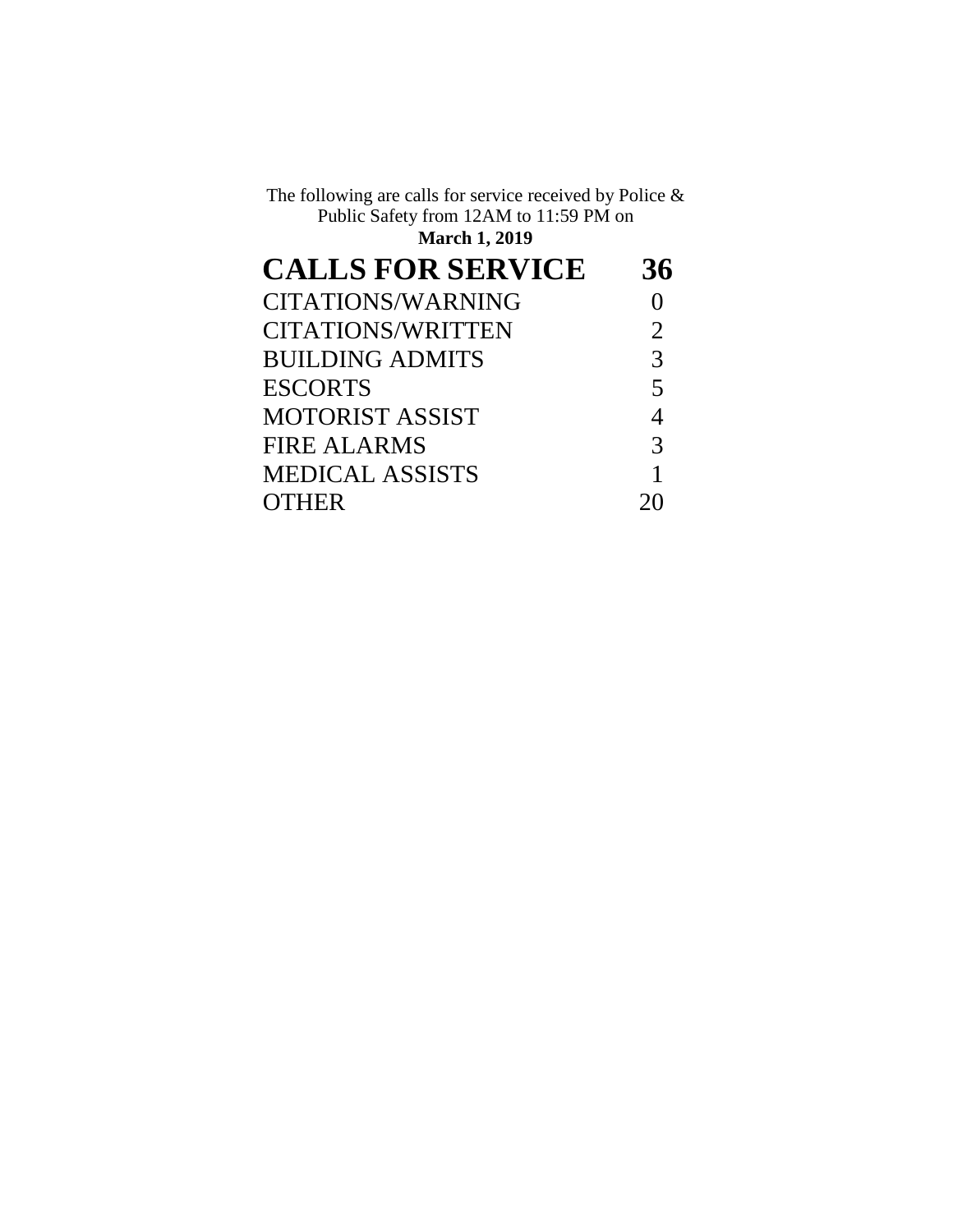The following are calls for service received by Police & Public Safety from 12AM to 11:59 PM on

**March 1, 2019**

| | |
|---|---|
| **CALLS FOR SERVICE** | **36** |
| CITATIONS/WARNING | 0 |
| CITATIONS/WRITTEN | 2 |
| BUILDING ADMITS | 3 |
| ESCORTS | 5 |
| MOTORIST ASSIST | 4 |
| FIRE ALARMS | 3 |
| MEDICAL ASSISTS | 1 |
| OTHER | 20 |